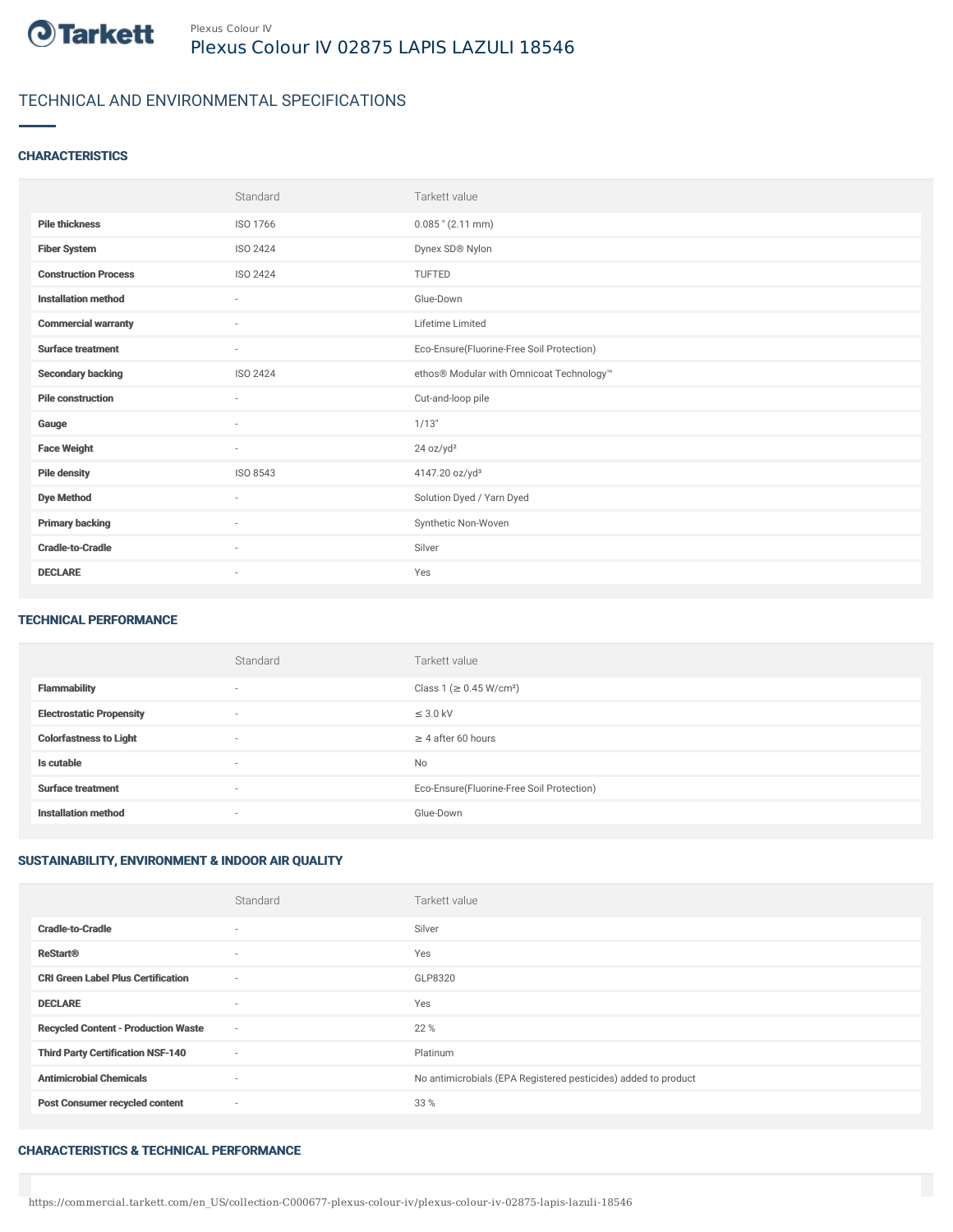Plexus Colour IV

# Plexus Colour IV 02875 LAPIS LAZULI 18546

## TECHNICAL AND ENVIRONMENTAL SPECIFICATIONS

### CHARACTERISTICS

| | Standard | Tarkett value |
|---|---|---|
| **Pile thickness** | ISO 1766 | 0.085 " (2.11 mm) |
| **Fiber System** | ISO 2424 | Dynex SD® Nylon |
| **Construction Process** | ISO 2424 | TUFTED |
| **Installation method** | - | Glue-Down |
| **Commercial warranty** | - | Lifetime Limited |
| **Surface treatment** | - | Eco-Ensure(Fluorine-Free Soil Protection) |
| **Secondary backing** | ISO 2424 | ethos® Modular with Omnicoat Technology™ |
| **Pile construction** | - | Cut-and-loop pile |
| **Gauge** | - | 1/13" |
| **Face Weight** | - | 24 oz/yd² |
| **Pile density** | ISO 8543 | 4147.20 oz/yd³ |
| **Dye Method** | - | Solution Dyed / Yarn Dyed |
| **Primary backing** | - | Synthetic Non-Woven |
| **Cradle-to-Cradle** | - | Silver |
| **DECLARE** | - | Yes |

### TECHNICAL PERFORMANCE

| | Standard | Tarkett value |
|---|---|---|
| **Flammability** | - | Class 1 (≥ 0.45 W/cm²) |
| **Electrostatic Propensity** | - | ≤ 3.0 kV |
| **Colorfastness to Light** | - | ≥ 4 after 60 hours |
| **Is cutable** | - | No |
| **Surface treatment** | - | Eco-Ensure(Fluorine-Free Soil Protection) |
| **Installation method** | - | Glue-Down |

### SUSTAINABILITY, ENVIRONMENT & INDOOR AIR QUALITY

| | Standard | Tarkett value |
|---|---|---|
| **Cradle-to-Cradle** | - | Silver |
| **ReStart®** | - | Yes |
| **CRI Green Label Plus Certification** | - | GLP8320 |
| **DECLARE** | - | Yes |
| **Recycled Content - Production Waste** | - | 22 % |
| **Third Party Certification NSF-140** | - | Platinum |
| **Antimicrobial Chemicals** | - | No antimicrobials (EPA Registered pesticides) added to product |
| **Post Consumer recycled content** | - | 33 % |

### CHARACTERISTICS & TECHNICAL PERFORMANCE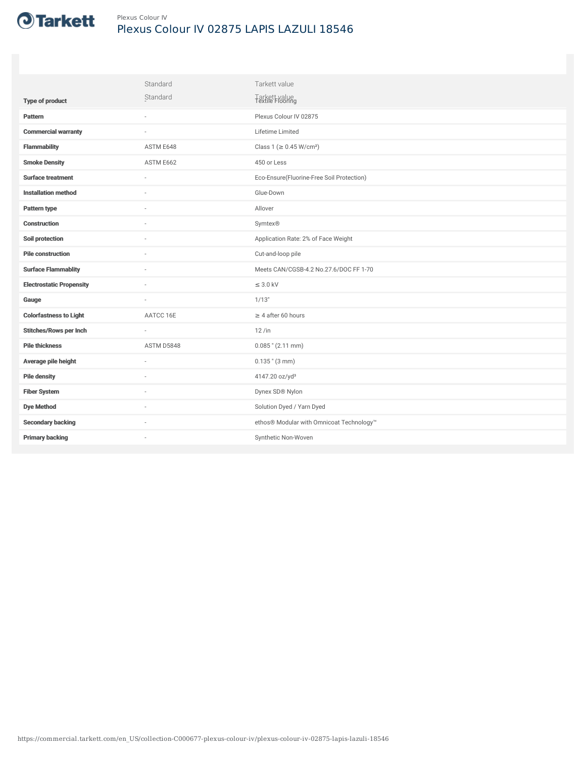Plexus Colour IV

# Plexus Colour IV 02875 LAPIS LAZULI 18546

| | Standard | Tarkett value |
|---|---|---|
| **Type of product** | - | Textile Flooring |
| **Pattern** | - | Plexus Colour IV 02875 |
| **Commercial warranty** | - | Lifetime Limited |
| **Flammability** | ASTM E648 | Class 1 (≥ 0.45 W/cm²) |
| **Smoke Density** | ASTM E662 | 450 or Less |
| **Surface treatment** | - | Eco-Ensure(Fluorine-Free Soil Protection) |
| **Installation method** | - | Glue-Down |
| **Pattern type** | - | Allover |
| **Construction** | - | Symtex® |
| **Soil protection** | - | Application Rate: 2% of Face Weight |
| **Pile construction** | - | Cut-and-loop pile |
| **Surface Flammablity** | - | Meets CAN/CGSB-4.2 No.27.6/DOC FF 1-70 |
| **Electrostatic Propensity** | - | ≤ 3.0 kV |
| **Gauge** | - | 1/13" |
| **Colorfastness to Light** | AATCC 16E | ≥ 4 after 60 hours |
| **Stitches/Rows per Inch** | - | 12 /in |
| **Pile thickness** | ASTM D5848 | 0.085 " (2.11 mm) |
| **Average pile height** | - | 0.135 " (3 mm) |
| **Pile density** | - | 4147.20 oz/yd³ |
| **Fiber System** | - | Dynex SD® Nylon |
| **Dye Method** | - | Solution Dyed / Yarn Dyed |
| **Secondary backing** | - | ethos® Modular with Omnicoat Technology™ |
| **Primary backing** | - | Synthetic Non-Woven |

https://commercial.tarkett.com/en_US/collection-C000677-plexus-colour-iv/plexus-colour-iv-02875-lapis-lazuli-18546